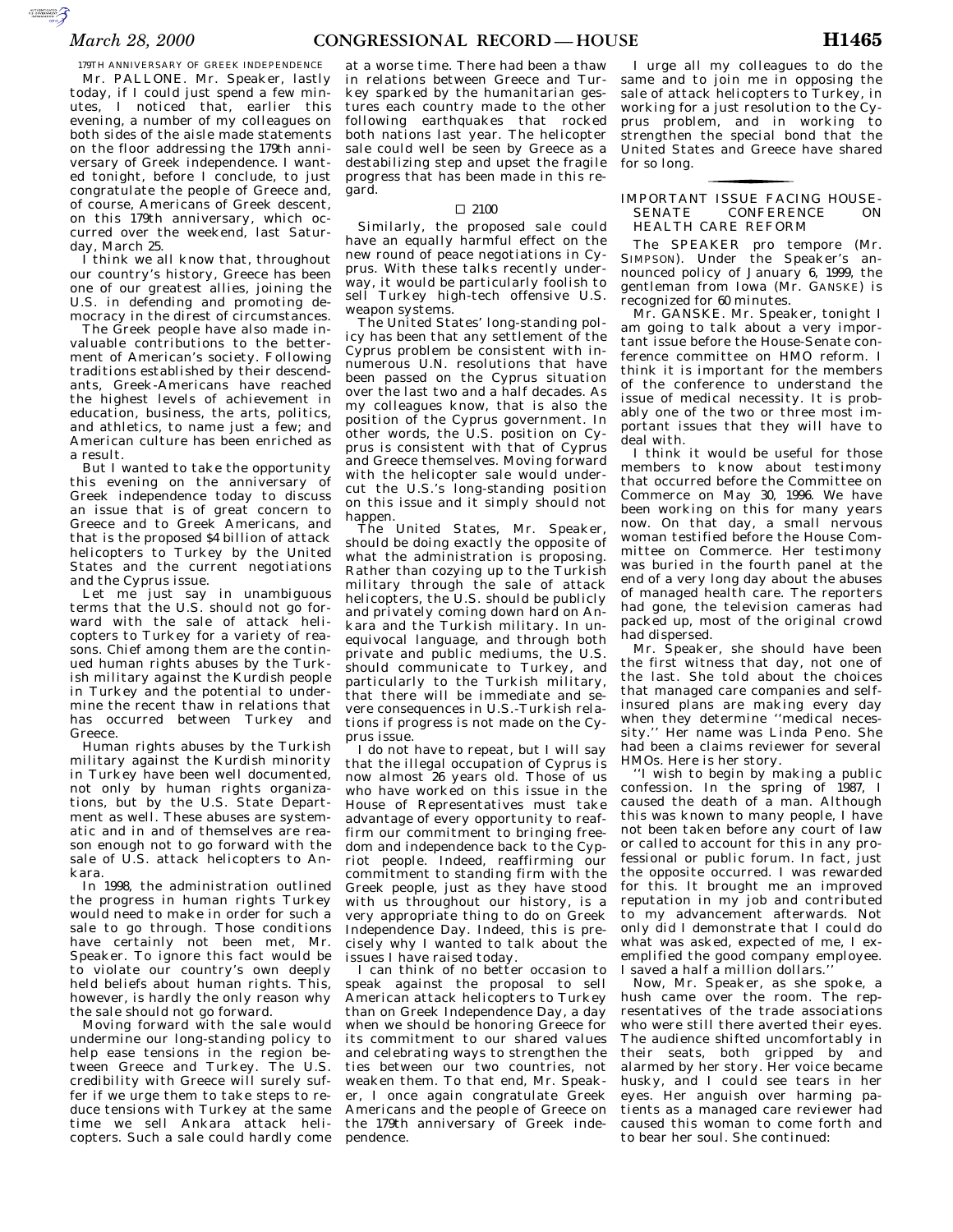## 179TH ANNIVERSARY OF GREEK INDEPENDENCE

Mr. PALLONE. Mr. Speaker, lastly today, if I could just spend a few minutes, I noticed that, earlier this evening, a number of my colleagues on both sides of the aisle made statements on the floor addressing the 179th anniversary of Greek independence. I wanted tonight, before I conclude, to just congratulate the people of Greece and, of course, Americans of Greek descent, on this 179th anniversary, which occurred over the weekend, last Saturday, March 25.

I think we all know that, throughout our country's history, Greece has been one of our greatest allies, joining the U.S. in defending and promoting democracy in the direst of circumstances.

The Greek people have also made invaluable contributions to the betterment of American's society. Following traditions established by their descendants, Greek-Americans have reached the highest levels of achievement in education, business, the arts, politics, and athletics, to name just a few; and American culture has been enriched as a result.

But I wanted to take the opportunity this evening on the anniversary of Greek independence today to discuss an issue that is of great concern to Greece and to Greek Americans, and that is the proposed $4 billion of attack helicopters to Turkey by the United States and the current negotiations and the Cyprus issue.

Let me just say in unambiguous terms that the U.S. should not go forward with the sale of attack helicopters to Turkey for a variety of reasons. Chief among them are the continued human rights abuses by the Turkish military against the Kurdish people in Turkey and the potential to undermine the recent thaw in relations that has occurred between Turkey and Greece.

Human rights abuses by the Turkish military against the Kurdish minority in Turkey have been well documented, not only by human rights organizations, but by the U.S. State Department as well. These abuses are systematic and in and of themselves are reason enough not to go forward with the sale of U.S. attack helicopters to Ankara.

In 1998, the administration outlined the progress in human rights Turkey would need to make in order for such a sale to go through. Those conditions have certainly not been met, Mr. Speaker. To ignore this fact would be to violate our country's own deeply held beliefs about human rights. This, however, is hardly the only reason why the sale should not go forward.

Moving forward with the sale would undermine our long-standing policy to help ease tensions in the region between Greece and Turkey. The U.S. credibility with Greece will surely suffer if we urge them to take steps to reduce tensions with Turkey at the same time we sell Ankara attack helicopters. Such a sale could hardly come at a worse time. There had been a thaw in relations between Greece and Turkey sparked by the humanitarian gestures each country made to the other following earthquakes that rocked both nations last year. The helicopter sale could well be seen by Greece as a destabilizing step and upset the fragile progress that has been made in this regard.

□ 2100

Similarly, the proposed sale could have an equally harmful effect on the new round of peace negotiations in Cyprus. With these talks recently underway, it would be particularly foolish to sell Turkey high-tech offensive U.S. weapon systems.

The United States' long-standing policy has been that any settlement of the Cyprus problem be consistent with innumerous U.N. resolutions that have been passed on the Cyprus situation over the last two and a half decades. As my colleagues know, that is also the position of the Cyprus government. In other words, the U.S. position on Cyprus is consistent with that of Cyprus and Greece themselves. Moving forward with the helicopter sale would undercut the U.S.'s long-standing position on this issue and it simply should not happen.

The United States, Mr. Speaker, should be doing exactly the opposite of what the administration is proposing. Rather than cozying up to the Turkish military through the sale of attack helicopters, the U.S. should be publicly and privately coming down hard on Ankara and the Turkish military. In unequivocal language, and through both private and public mediums, the U.S. should communicate to Turkey, and particularly to the Turkish military, that there will be immediate and severe consequences in U.S.-Turkish relations if progress is not made on the Cyprus issue.

I do not have to repeat, but I will say that the illegal occupation of Cyprus is now almost 26 years old. Those of us who have worked on this issue in the House of Representatives must take advantage of every opportunity to reaffirm our commitment to bringing freedom and independence back to the Cypriot people. Indeed, reaffirming our commitment to standing firm with the Greek people, just as they have stood with us throughout our history, is a very appropriate thing to do on Greek Independence Day. Indeed, this is precisely why I wanted to talk about the issues I have raised today.

I can think of no better occasion to speak against the proposal to sell American attack helicopters to Turkey than on Greek Independence Day, a day when we should be honoring Greece for its commitment to our shared values and celebrating ways to strengthen the ties between our two countries, not weaken them. To that end, Mr. Speaker, I once again congratulate Greek Americans and the people of Greece on the 179th anniversary of Greek independence.

I urge all my colleagues to do the same and to join me in opposing the sale of attack helicopters to Turkey, in working for a just resolution to the Cyprus problem, and in working to strengthen the special bond that the United States and Greece have shared for so long.

## IMPORTANT ISSUE FACING HOUSE-SENATE CONFERENCE ON HEALTH CARE REFORM

The SPEAKER pro tempore (Mr. SIMPSON). Under the Speaker's announced policy of January 6, 1999, the gentleman from Iowa (Mr. GANSKE) is recognized for 60 minutes.

Mr. GANSKE. Mr. Speaker, tonight I am going to talk about a very important issue before the House-Senate conference committee on HMO reform. I think it is important for the members of the conference to understand the issue of medical necessity. It is probably one of the two or three most important issues that they will have to deal with.

I think it would be useful for those members to know about testimony that occurred before the Committee on Commerce on May 30, 1996. We have been working on this for many years now. On that day, a small nervous woman testified before the House Committee on Commerce. Her testimony was buried in the fourth panel at the end of a very long day about the abuses of managed health care. The reporters had gone, the television cameras had packed up, most of the original crowd had dispersed.

Mr. Speaker, she should have been the first witness that day, not one of the last. She told about the choices that managed care companies and self-insured plans are making every day when they determine ''medical necessity.'' Her name was Linda Peno. She had been a claims reviewer for several HMOs. Here is her story.

''I wish to begin by making a public confession. In the spring of 1987, I caused the death of a man. Although this was known to many people, I have not been taken before any court of law or called to account for this in any professional or public forum. In fact, just the opposite occurred. I was rewarded for this. It brought me an improved reputation in my job and contributed to my advancement afterwards. Not only did I demonstrate that I could do what was asked, expected of me, I exemplified the good company employee. I saved a half a million dollars.''

Now, Mr. Speaker, as she spoke, a hush came over the room. The representatives of the trade associations who were still there averted their eyes. The audience shifted uncomfortably in their seats, both gripped by and alarmed by her story. Her voice became husky, and I could see tears in her eyes. Her anguish over harming patients as a managed care reviewer had caused this woman to come forth and to bear her soul. She continued: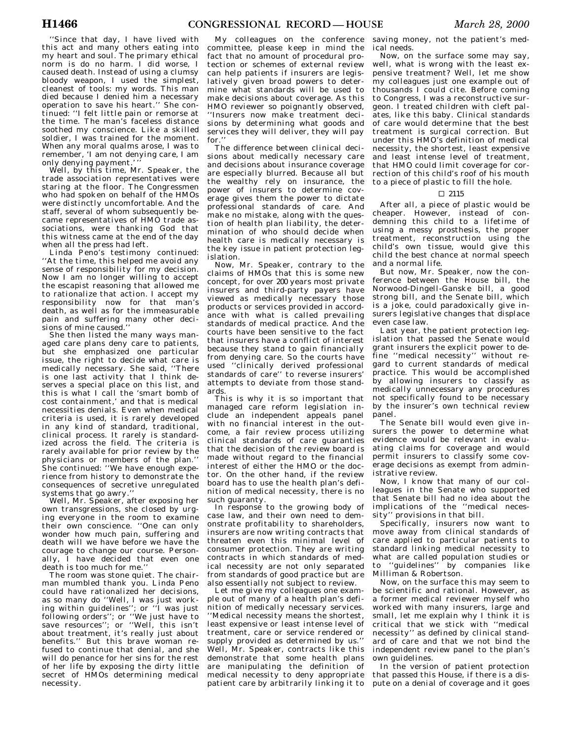''Since that day, I have lived with this act and many others eating into my heart and soul. The primary ethical norm is do no harm. I did worse, I caused death. Instead of using a clumsy bloody weapon, I used the simplest, cleanest of tools: my words. This man died because I denied him a necessary operation to save his heart.'' She continued: ''I felt little pain or remorse at the time. The man's faceless distance soothed my conscience. Like a skilled soldier, I was trained for the moment. When any moral qualms arose, I was to remember, 'I am not denying care, I am only denying payment.' ''

Well, by this time, Mr. Speaker, the trade association representatives were staring at the floor. The Congressmen who had spoken on behalf of the HMOs were distinctly uncomfortable. And the staff, several of whom subsequently became representatives of HMO trade associations, were thanking God that this witness came at the end of the day when all the press had left.

Linda Peno's testimony continued: ''At the time, this helped me avoid any sense of responsibility for my decision. Now I am no longer willing to accept the escapist reasoning that allowed me to rationalize that action. I accept my responsibility now for that man's death, as well as for the immeasurable pain and suffering many other decisions of mine caused.''

She then listed the many ways managed care plans deny care to patients, but she emphasized one particular issue, the right to decide what care is medically necessary. She said, ''There is one last activity that I think deserves a special place on this list, and this is what I call the 'smart bomb of cost containment,' and that is medical necessities denials. Even when medical criteria is used, it is rarely developed in any kind of standard, traditional, clinical process. It rarely is standardized across the field. The criteria is rarely available for prior review by the physicians or members of the plan.'' She continued: ''We have enough experience from history to demonstrate the consequences of secretive unregulated systems that go awry.''

Well, Mr. Speaker, after exposing her own transgressions, she closed by urging everyone in the room to examine their own conscience. ''One can only wonder how much pain, suffering and death will we have before we have the courage to change our course. Personally, I have decided that even one death is too much for me.''

The room was stone quiet. The chairman mumbled thank you. Linda Peno could have rationalized her decisions, as so many do ''Well, I was just working within guidelines''; or ''I was just following orders''; or ''We just have to save resources''; or ''Well, this isn't about treatment, it's really just about benefits.'' But this brave woman refused to continue that denial, and she will do penance for her sins for the rest of her life by exposing the dirty little secret of HMOs determining medical necessity.

My colleagues on the conference committee, please keep in mind the fact that no amount of procedural protection or schemes of external review can help patients if insurers are legislatively given broad powers to determine what standards will be used to make decisions about coverage. As this HMO reviewer so poignantly observed, ''Insurers now make treatment decisions by determining what goods and services they will deliver, they will pay for.''

The difference between clinical decisions about medically necessary care and decisions about insurance coverage are especially blurred. Because all but the wealthy rely on insurance, the power of insurers to determine coverage gives them the power to dictate professional standards of care. And make no mistake, along with the question of health plan liability, the determination of who should decide when health care is medically necessary is the key issue in patient protection legislation.

Now, Mr. Speaker, contrary to the claims of HMOs that this is some new concept, for over 200 years most private insurers and third-party payers have viewed as medically necessary those products or services provided in accordance with what is called prevailing standards of medical practice. And the courts have been sensitive to the fact that insurers have a conflict of interest because they stand to gain financially from denying care. So the courts have used ''clinically derived professional standards of care'' to reverse insurers' attempts to deviate from those standards.

This is why it is so important that managed care reform legislation include an independent appeals panel with no financial interest in the outcome, a fair review process utilizing clinical standards of care guaranties that the decision of the review board is made without regard to the financial interest of either the HMO or the doctor. On the other hand, if the review board has to use the health plan's definition of medical necessity, there is no such guaranty.

In response to the growing body of case law, and their own need to demonstrate profitability to shareholders, insurers are now writing contracts that threaten even this minimal level of consumer protection. They are writing contracts in which standards of medical necessity are not only separated from standards of good practice but are also essentially not subject to review.

Let me give my colleagues one example out of many of a health plan's definition of medically necessary services. ''Medical necessity means the shortest, least expensive or least intense level of treatment, care or service rendered or supply provided as determined by us.'' Well, Mr. Speaker, contracts like this demonstrate that some health plans are manipulating the definition of medical necessity to deny appropriate patient care by arbitrarily linking it to saving money, not the patient's medical needs.

Now, on the surface some may say, well, what is wrong with the least expensive treatment? Well, let me show my colleagues just one example out of thousands I could cite. Before coming to Congress, I was a reconstructive surgeon. I treated children with cleft palates, like this baby. Clinical standards of care would determine that the best treatment is surgical correction. But under this HMO's definition of medical necessity, the shortest, least expensive and least intense level of treatment, that HMO could limit coverage for correction of this child's roof of his mouth to a piece of plastic to fill the hole.

□ 2115

After all, a piece of plastic would be cheaper. However, instead of condemning this child to a lifetime of using a messy prosthesis, the proper treatment, reconstruction using the child's own tissue, would give this child the best chance at normal speech and a normal life.

But now, Mr. Speaker, now the conference between the House bill, the Norwood-Dingell-Ganske bill, a good strong bill, and the Senate bill, which is a joke, could paradoxically give insurers legislative changes that displace even case law.

Last year, the patient protection legislation that passed the Senate would grant insurers the explicit power to define ''medical necessity'' without regard to current standards of medical practice. This would be accomplished by allowing insurers to classify as medically unnecessary any procedures not specifically found to be necessary by the insurer's own technical review panel.

The Senate bill would even give insurers the power to determine what evidence would be relevant in evaluating claims for coverage and would permit insurers to classify some coverage decisions as exempt from administrative review.

Now, I know that many of our colleagues in the Senate who supported that Senate bill had no idea about the implications of the ''medical necessity'' provisions in that bill.

Specifically, insurers now want to move away from clinical standards of care applied to particular patients to standard linking medical necessity to what are called population studies or to ''guidelines'' by companies like Milliman & Robertson.

Now, on the surface this may seem to be scientific and rational. However, as a former medical reviewer myself who worked with many insurers, large and small, let me explain why I think it is critical that we stick with ''medical necessity'' as defined by clinical standard of care and that we not bind the independent review panel to the plan's own guidelines.

In the version of patient protection that passed this House, if there is a dispute on a denial of coverage and it goes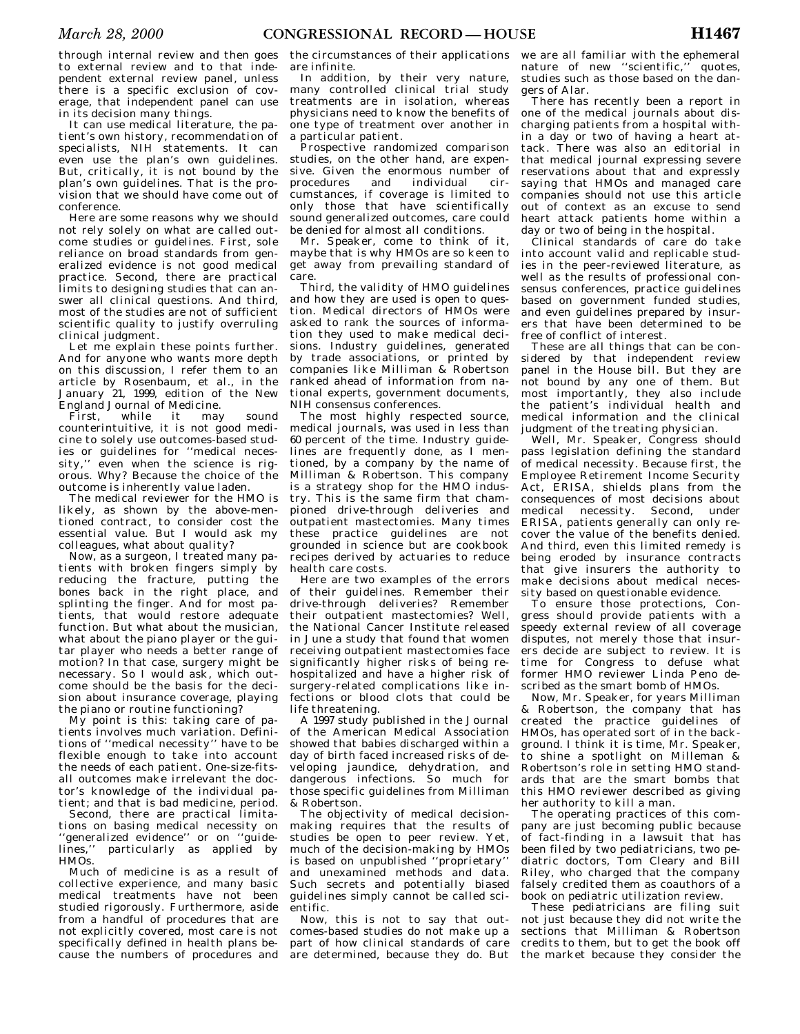through internal review and then goes to external review and to that independent external review panel, unless there is a specific exclusion of coverage, that independent panel can use in its decision many things.

It can use medical literature, the patient's own history, recommendation of specialists, NIH statements. It can even use the plan's own guidelines. But, critically, it is not bound by the plan's own guidelines. That is the provision that we should have come out of conference.

Here are some reasons why we should not rely solely on what are called outcome studies or guidelines. First, sole reliance on broad standards from generalized evidence is not good medical practice. Second, there are practical limits to designing studies that can answer all clinical questions. And third, most of the studies are not of sufficient scientific quality to justify overruling clinical judgment.

Let me explain these points further. And for anyone who wants more depth on this discussion, I refer them to an article by Rosenbaum, et al., in the January 21, 1999, edition of the New England Journal of Medicine.

First, while it may sound counterintuitive, it is not good medicine to solely use outcomes-based studies or guidelines for ''medical necessity,'' even when the science is rigorous. Why? Because the choice of the outcome is inherently value laden.

The medical reviewer for the HMO is likely, as shown by the above-mentioned contract, to consider cost the essential value. But I would ask my colleagues, what about quality?

Now, as a surgeon, I treated many patients with broken fingers simply by reducing the fracture, putting the bones back in the right place, and splinting the finger. And for most patients, that would restore adequate function. But what about the musician, what about the piano player or the guitar player who needs a better range of motion? In that case, surgery might be necessary. So I would ask, which outcome should be the basis for the decision about insurance coverage, playing the piano or routine functioning?

My point is this: taking care of patients involves much variation. Definitions of ''medical necessity'' have to be flexible enough to take into account the needs of each patient. One-size-fits-all outcomes make irrelevant the doctor's knowledge of the individual patient; and that is bad medicine, period.

Second, there are practical limitations on basing medical necessity on ''generalized evidence'' or on ''guidelines,'' particularly as applied by HMOs.

Much of medicine is as a result of collective experience, and many basic medical treatments have not been studied rigorously. Furthermore, aside from a handful of procedures that are not explicitly covered, most care is not specifically defined in health plans because the numbers of procedures and the circumstances of their applications are infinite.

In addition, by their very nature, many controlled clinical trial study treatments are in isolation, whereas physicians need to know the benefits of one type of treatment over another in a particular patient.

Prospective randomized comparison studies, on the other hand, are expensive. Given the enormous number of procedures and individual circumstances, if coverage is limited to only those that have scientifically sound generalized outcomes, care could be denied for almost all conditions.

Mr. Speaker, come to think of it, maybe that is why HMOs are so keen to get away from prevailing standard of care.

Third, the validity of HMO guidelines and how they are used is open to question. Medical directors of HMOs were asked to rank the sources of information they used to make medical decisions. Industry guidelines, generated by trade associations, or printed by companies like Milliman & Robertson ranked ahead of information from national experts, government documents, NIH consensus conferences.

The most highly respected source, medical journals, was used in less than 60 percent of the time. Industry guidelines are frequently done, as I mentioned, by a company by the name of Milliman & Robertson. This company is a strategy shop for the HMO industry. This is the same firm that championed drive-through deliveries and outpatient mastectomies. Many times these practice guidelines are not grounded in science but are cookbook recipes derived by actuaries to reduce health care costs.

Here are two examples of the errors of their guidelines. Remember their drive-through deliveries? Remember their outpatient mastectomies? Well, the National Cancer Institute released in June a study that found that women receiving outpatient mastectomies face significantly higher risks of being rehospitalized and have a higher risk of surgery-related complications like infections or blood clots that could be life threatening.

A 1997 study published in the Journal of the American Medical Association showed that babies discharged within a day of birth faced increased risks of developing jaundice, dehydration, and dangerous infections. So much for those specific guidelines from Milliman & Robertson.

The objectivity of medical decision-making requires that the results of studies be open to peer review. Yet, much of the decision-making by HMOs is based on unpublished ''proprietary'' and unexamined methods and data. Such secrets and potentially biased guidelines simply cannot be called scientific.

Now, this is not to say that outcomes-based studies do not make up a part of how clinical standards of care are determined, because they do. But we are all familiar with the ephemeral nature of new ''scientific,'' quotes, studies such as those based on the dangers of Alar.

There has recently been a report in one of the medical journals about discharging patients from a hospital within a day or two of having a heart attack. There was also an editorial in that medical journal expressing severe reservations about that and expressly saying that HMOs and managed care companies should not use this article out of context as an excuse to send heart attack patients home within a day or two of being in the hospital.

Clinical standards of care do take into account valid and replicable studies in the peer-reviewed literature, as well as the results of professional consensus conferences, practice guidelines based on government funded studies, and even guidelines prepared by insurers that have been determined to be free of conflict of interest.

These are all things that can be considered by that independent review panel in the House bill. But they are not bound by any one of them. But most importantly, they also include the patient's individual health and medical information and the clinical judgment of the treating physician.

Well, Mr. Speaker, Congress should pass legislation defining the standard of medical necessity. Because first, the Employee Retirement Income Security Act, ERISA, shields plans from the consequences of most decisions about medical necessity. Second, under ERISA, patients generally can only recover the value of the benefits denied. And third, even this limited remedy is being eroded by insurance contracts that give insurers the authority to make decisions about medical necessity based on questionable evidence.

To ensure those protections, Congress should provide patients with a speedy external review of all coverage disputes, not merely those that insurers decide are subject to review. It is time for Congress to defuse what former HMO reviewer Linda Peno described as the smart bomb of HMOs.

Now, Mr. Speaker, for years Milliman & Robertson, the company that has created the practice guidelines of HMOs, has operated sort of in the background. I think it is time, Mr. Speaker, to shine a spotlight on Milleman & Robertson's role in setting HMO standards that are the smart bombs that this HMO reviewer described as giving her authority to kill a man.

The operating practices of this company are just becoming public because of fact-finding in a lawsuit that has been filed by two pediatricians, two pediatric doctors, Tom Cleary and Bill Riley, who charged that the company falsely credited them as coauthors of a book on pediatric utilization review.

These pediatricians are filing suit not just because they did not write the sections that Milliman & Robertson credits to them, but to get the book off the market because they consider the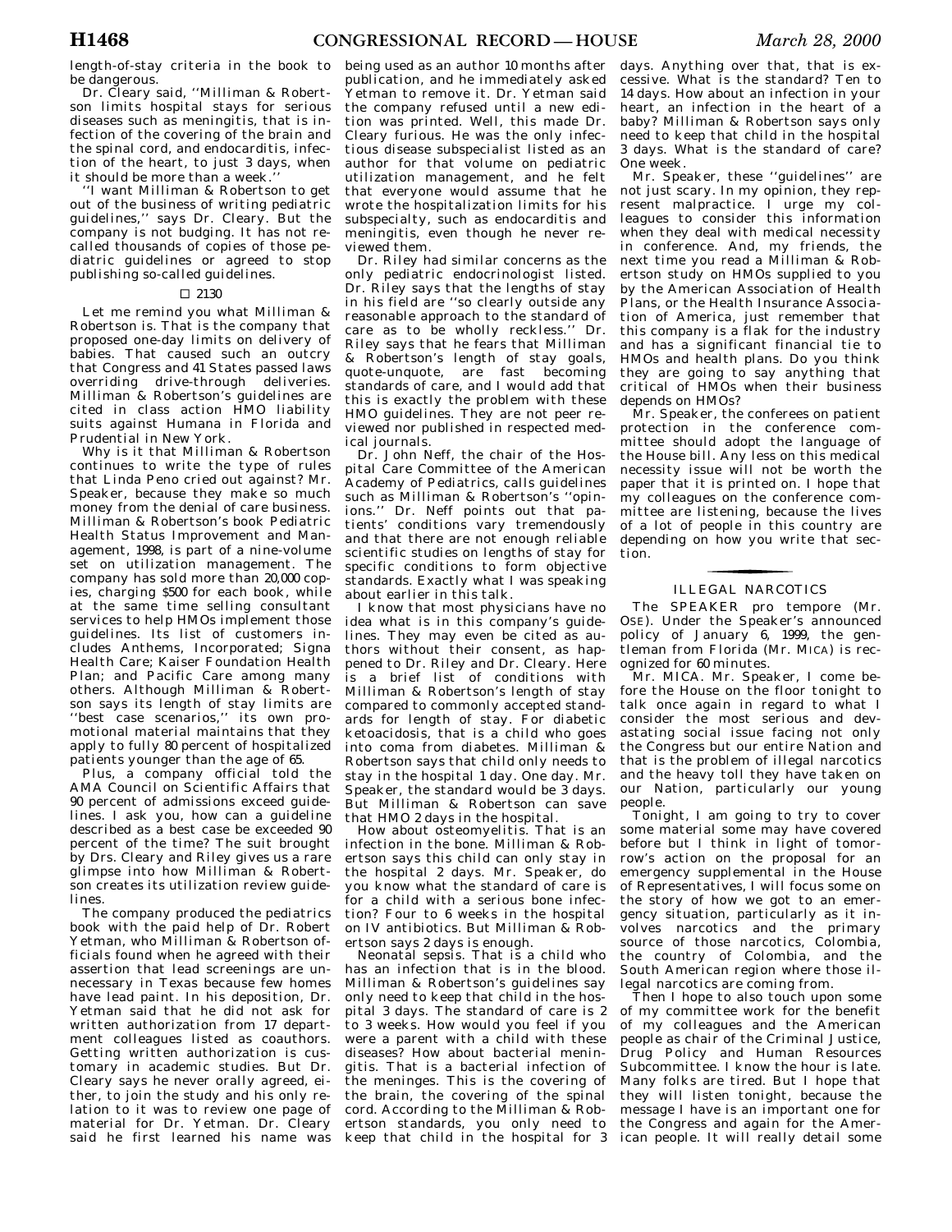length-of-stay criteria in the book to be dangerous.

Dr. Cleary said, ''Milliman & Robertson limits hospital stays for serious diseases such as meningitis, that is infection of the covering of the brain and the spinal cord, and endocarditis, infection of the heart, to just 3 days, when it should be more than a week.''

''I want Milliman & Robertson to get out of the business of writing pediatric guidelines,'' says Dr. Cleary. But the company is not budging. It has not recalled thousands of copies of those pediatric guidelines or agreed to stop publishing so-called guidelines.

□ 2130

Let me remind you what Milliman & Robertson is. That is the company that proposed one-day limits on delivery of babies. That caused such an outcry that Congress and 41 States passed laws overriding drive-through deliveries. Milliman & Robertson's guidelines are cited in class action HMO liability suits against Humana in Florida and Prudential in New York.

Why is it that Milliman & Robertson continues to write the type of rules that Linda Peno cried out against? Mr. Speaker, because they make so much money from the denial of care business. Milliman & Robertson's book Pediatric Health Status Improvement and Management, 1998, is part of a nine-volume set on utilization management. The company has sold more than 20,000 copies, charging $500 for each book, while at the same time selling consultant services to help HMOs implement those guidelines. Its list of customers includes Anthems, Incorporated; Signa Health Care; Kaiser Foundation Health Plan; and Pacific Care among many others. Although Milliman & Robertson says its length of stay limits are ''best case scenarios,'' its own promotional material maintains that they apply to fully 80 percent of hospitalized patients younger than the age of 65.

Plus, a company official told the AMA Council on Scientific Affairs that 90 percent of admissions exceed guidelines. I ask you, how can a guideline described as a best case be exceeded 90 percent of the time? The suit brought by Drs. Cleary and Riley gives us a rare glimpse into how Milliman & Robertson creates its utilization review guidelines.

The company produced the pediatrics book with the paid help of Dr. Robert Yetman, who Milliman & Robertson officials found when he agreed with their assertion that lead screenings are unnecessary in Texas because few homes have lead paint. In his deposition, Dr. Yetman said that he did not ask for written authorization from 17 department colleagues listed as coauthors. Getting written authorization is customary in academic studies. But Dr. Cleary says he never orally agreed, either, to join the study and his only relation to it was to review one page of material for Dr. Yetman. Dr. Cleary said he first learned his name was being used as an author 10 months after publication, and he immediately asked Yetman to remove it. Dr. Yetman said the company refused until a new edition was printed. Well, this made Dr. Cleary furious. He was the only infectious disease subspecialist listed as an author for that volume on pediatric utilization management, and he felt that everyone would assume that he wrote the hospitalization limits for his subspecialty, such as endocarditis and meningitis, even though he never reviewed them.

Dr. Riley had similar concerns as the only pediatric endocrinologist listed. Dr. Riley says that the lengths of stay in his field are ''so clearly outside any reasonable approach to the standard of care as to be wholly reckless.'' Dr. Riley says that he fears that Milliman & Robertson's length of stay goals, quote-unquote, are fast becoming standards of care, and I would add that this is exactly the problem with these HMO guidelines. They are not peer reviewed nor published in respected medical journals.

Dr. John Neff, the chair of the Hospital Care Committee of the American Academy of Pediatrics, calls guidelines such as Milliman & Robertson's ''opinions.'' Dr. Neff points out that patients' conditions vary tremendously and that there are not enough reliable scientific studies on lengths of stay for specific conditions to form objective standards. Exactly what I was speaking about earlier in this talk.

I know that most physicians have no idea what is in this company's guidelines. They may even be cited as authors without their consent, as happened to Dr. Riley and Dr. Cleary. Here is a brief list of conditions with Milliman & Robertson's length of stay compared to commonly accepted standards for length of stay. For diabetic ketoacidosis, that is a child who goes into coma from diabetes. Milliman & Robertson says that child only needs to stay in the hospital 1 day. One day. Mr. Speaker, the standard would be 3 days. But Milliman & Robertson can save that HMO 2 days in the hospital.

How about osteomyelitis. That is an infection in the bone. Milliman & Robertson says this child can only stay in the hospital 2 days. Mr. Speaker, do you know what the standard of care is for a child with a serious bone infection? Four to 6 weeks in the hospital on IV antibiotics. But Milliman & Robertson says 2 days is enough.

Neonatal sepsis. That is a child who has an infection that is in the blood. Milliman & Robertson's guidelines say only need to keep that child in the hospital 3 days. The standard of care is 2 to 3 weeks. How would you feel if you were a parent with a child with these diseases? How about bacterial meningitis. That is a bacterial infection of the meninges. That is the covering of the brain, the covering of the spinal cord. According to the Milliman & Robertson standards, you only need to keep that child in the hospital for 3 days. Anything over that, that is excessive. What is the standard? Ten to 14 days. How about an infection in your heart, an infection in the heart of a baby? Milliman & Robertson says only need to keep that child in the hospital 3 days. What is the standard of care? One week.

Mr. Speaker, these ''guidelines'' are not just scary. In my opinion, they represent malpractice. I urge my colleagues to consider this information when they deal with medical necessity in conference. And, my friends, the next time you read a Milliman & Robertson study on HMOs supplied to you by the American Association of Health Plans, or the Health Insurance Association of America, just remember that this company is a flak for the industry and has a significant financial tie to HMOs and health plans. Do you think they are going to say anything that critical of HMOs when their business depends on HMOs?

Mr. Speaker, the conferees on patient protection in the conference committee should adopt the language of the House bill. Any less on this medical necessity issue will not be worth the paper that it is printed on. I hope that my colleagues on the conference committee are listening, because the lives of a lot of people in this country are depending on how you write that section.

## ILLEGAL NARCOTICS

The SPEAKER pro tempore (Mr. OSE). Under the Speaker's announced policy of January 6, 1999, the gentleman from Florida (Mr. MICA) is recognized for 60 minutes.

Mr. MICA. Mr. Speaker, I come before the House on the floor tonight to talk once again in regard to what I consider the most serious and devastating social issue facing not only the Congress but our entire Nation and that is the problem of illegal narcotics and the heavy toll they have taken on our Nation, particularly our young people.

Tonight, I am going to try to cover some material some may have covered before but I think in light of tomorrow's action on the proposal for an emergency supplemental in the House of Representatives, I will focus some on the story of how we got to an emergency situation, particularly as it involves narcotics and the primary source of those narcotics, Colombia, the country of Colombia, and the South American region where those illegal narcotics are coming from.

Then I hope to also touch upon some of my committee work for the benefit of my colleagues and the American people as chair of the Criminal Justice, Drug Policy and Human Resources Subcommittee. I know the hour is late. Many folks are tired. But I hope that they will listen tonight, because the message I have is an important one for the Congress and again for the American people. It will really detail some